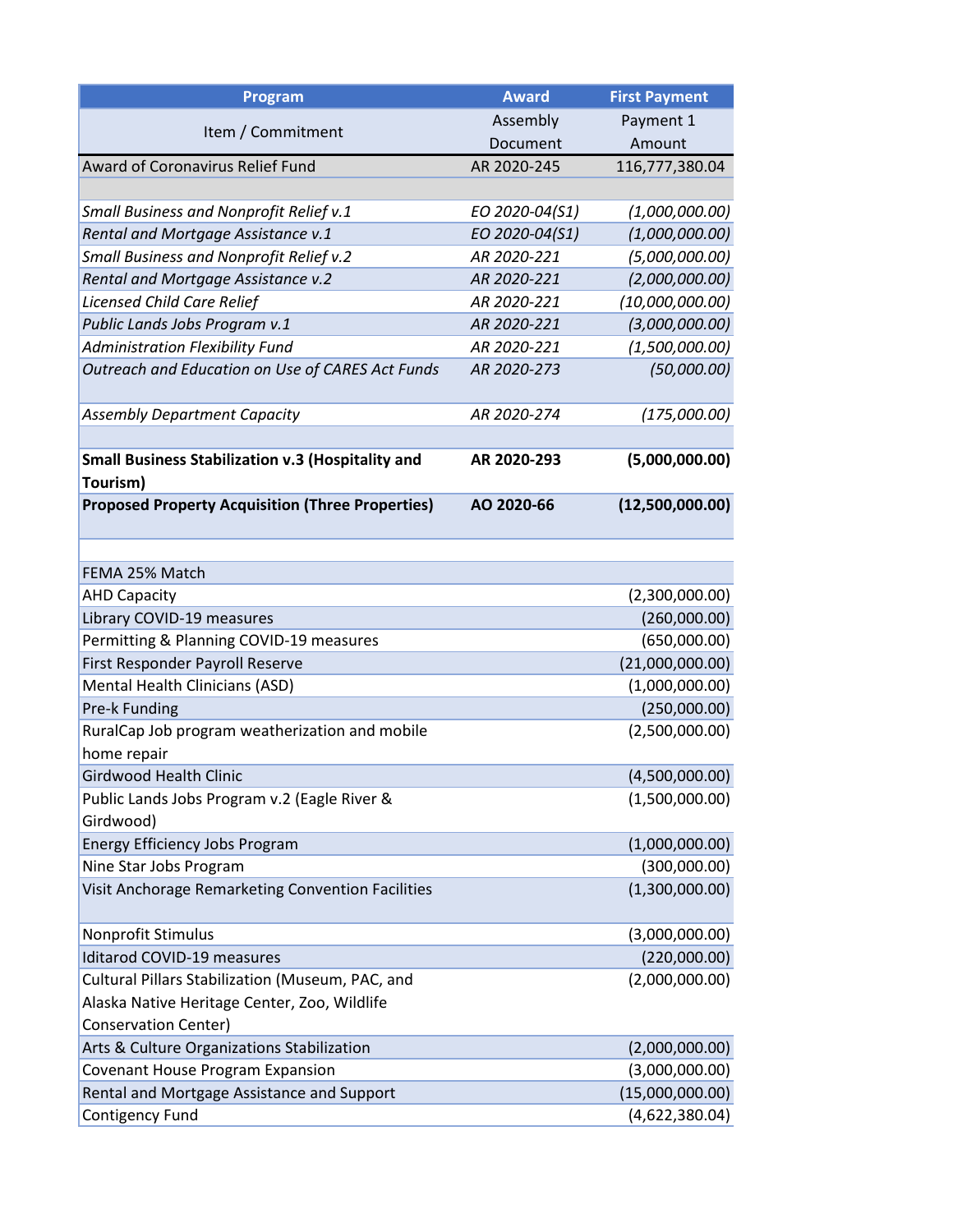| Program | Award | First Payment |
|---|---|---|
| Item / Commitment | Assembly Document | Payment 1 Amount |
| Award of Coronavirus Relief Fund | AR 2020-245 | 116,777,380.04 |
| | | |
| *Small Business and Nonprofit Relief v.1* | *EO 2020-04(S1)* | *(1,000,000.00)* |
| *Rental and Mortgage Assistance v.1* | *EO 2020-04(S1)* | *(1,000,000.00)* |
| *Small Business and Nonprofit Relief v.2* | *AR 2020-221* | *(5,000,000.00)* |
| *Rental and Mortgage Assistance v.2* | *AR 2020-221* | *(2,000,000.00)* |
| *Licensed Child Care Relief* | *AR 2020-221* | *(10,000,000.00)* |
| *Public Lands Jobs Program v.1* | *AR 2020-221* | *(3,000,000.00)* |
| *Administration Flexibility Fund* | *AR 2020-221* | *(1,500,000.00)* |
| *Outreach and Education on Use of CARES Act Funds* | *AR 2020-273* | *(50,000.00)* |
| *Assembly Department Capacity* | *AR 2020-274* | *(175,000.00)* |
| | | |
| **Small Business Stabilization v.3 (Hospitality and Tourism)** | **AR 2020-293** | **(5,000,000.00)** |
| **Proposed Property Acquisition (Three Properties)** | **AO 2020-66** | **(12,500,000.00)** |
| | | |
| FEMA 25% Match | | |
| AHD Capacity | | (2,300,000.00) |
| Library COVID-19 measures | | (260,000.00) |
| Permitting & Planning COVID-19 measures | | (650,000.00) |
| First Responder Payroll Reserve | | (21,000,000.00) |
| Mental Health Clinicians (ASD) | | (1,000,000.00) |
| Pre-k Funding | | (250,000.00) |
| RuralCap Job program weatherization and mobile home repair | | (2,500,000.00) |
| Girdwood Health Clinic | | (4,500,000.00) |
| Public Lands Jobs Program v.2 (Eagle River & Girdwood) | | (1,500,000.00) |
| Energy Efficiency Jobs Program | | (1,000,000.00) |
| Nine Star Jobs Program | | (300,000.00) |
| Visit Anchorage Remarketing Convention Facilities | | (1,300,000.00) |
| Nonprofit Stimulus | | (3,000,000.00) |
| Iditarod COVID-19 measures | | (220,000.00) |
| Cultural Pillars Stabilization (Museum, PAC, and Alaska Native Heritage Center, Zoo, Wildlife Conservation Center) | | (2,000,000.00) |
| Arts & Culture Organizations Stabilization | | (2,000,000.00) |
| Covenant House Program Expansion | | (3,000,000.00) |
| Rental and Mortgage Assistance and Support | | (15,000,000.00) |
| Contigency Fund | | (4,622,380.04) |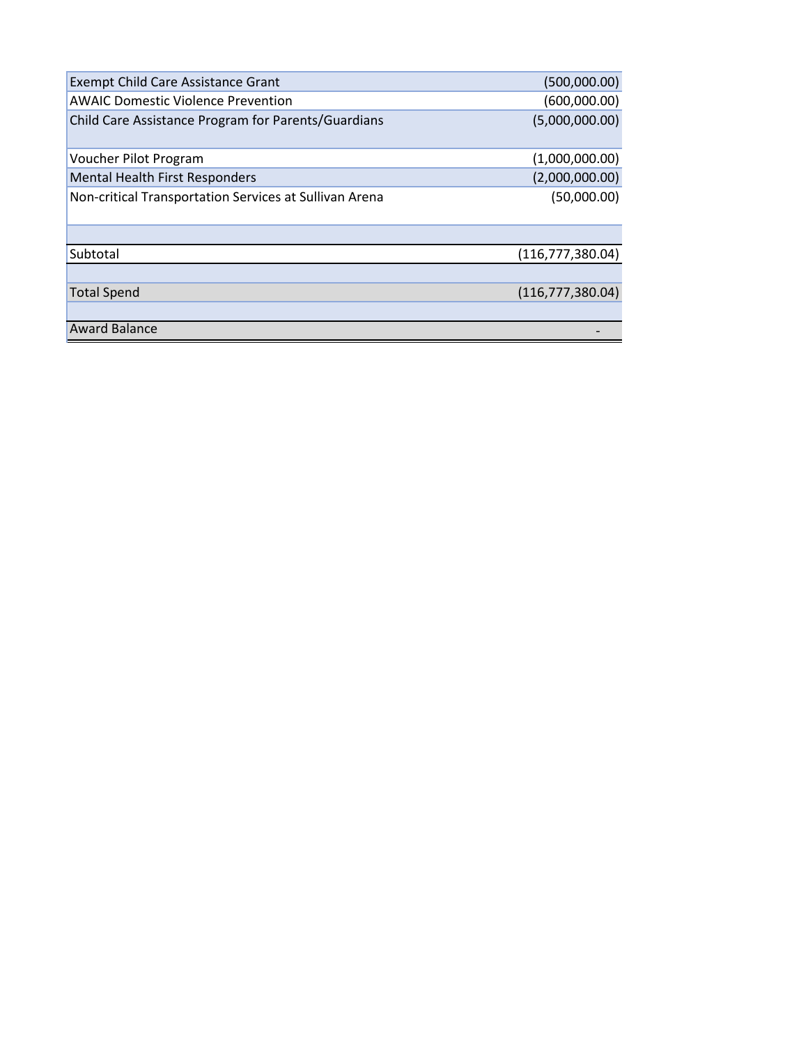| | |
|---|---|
| Exempt Child Care Assistance Grant | (500,000.00) |
| AWAIC Domestic Violence Prevention | (600,000.00) |
| Child Care Assistance Program for Parents/Guardians | (5,000,000.00) |
| Voucher Pilot Program | (1,000,000.00) |
| Mental Health First Responders | (2,000,000.00) |
| Non-critical Transportation Services at Sullivan Arena | (50,000.00) |
| | |
| Subtotal | (116,777,380.04) |
| | |
| Total Spend | (116,777,380.04) |
| | |
| Award Balance | - |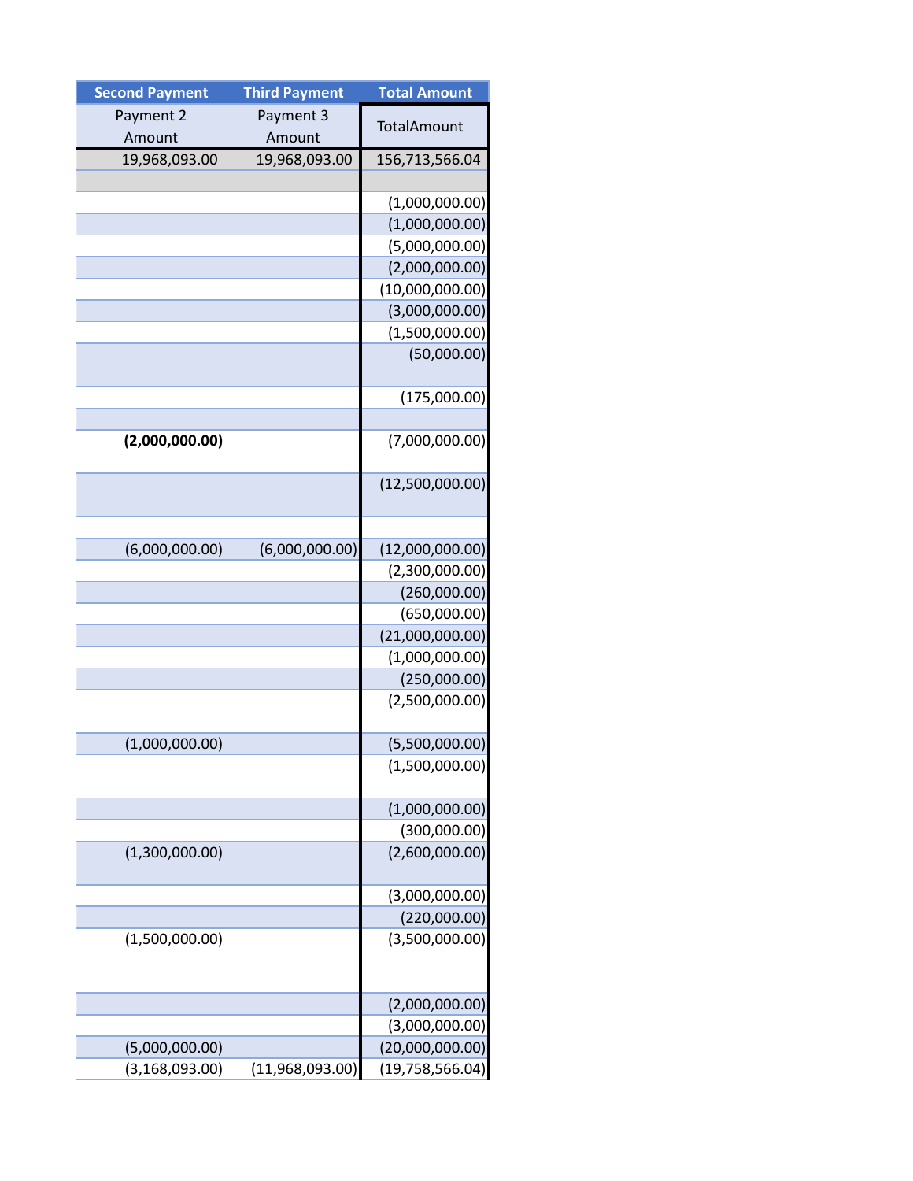| Second Payment | Third Payment | Total Amount |
|---|---|---|
| Payment 2 Amount | Payment 3 Amount | TotalAmount |
| 19,968,093.00 | 19,968,093.00 | 156,713,566.04 |
| | | |
| | | (1,000,000.00) |
| | | (1,000,000.00) |
| | | (5,000,000.00) |
| | | (2,000,000.00) |
| | | (10,000,000.00) |
| | | (3,000,000.00) |
| | | (1,500,000.00) |
| | | (50,000.00) |
| | | (175,000.00) |
| | | |
| **(2,000,000.00)** | | (7,000,000.00) |
| | | (12,500,000.00) |
| | | |
| (6,000,000.00) | (6,000,000.00) | (12,000,000.00) |
| | | (2,300,000.00) |
| | | (260,000.00) |
| | | (650,000.00) |
| | | (21,000,000.00) |
| | | (1,000,000.00) |
| | | (250,000.00) |
| | | (2,500,000.00) |
| (1,000,000.00) | | (5,500,000.00) |
| | | (1,500,000.00) |
| | | (1,000,000.00) |
| | | (300,000.00) |
| (1,300,000.00) | | (2,600,000.00) |
| | | (3,000,000.00) |
| | | (220,000.00) |
| (1,500,000.00) | | (3,500,000.00) |
| | | (2,000,000.00) |
| | | (3,000,000.00) |
| (5,000,000.00) | | (20,000,000.00) |
| (3,168,093.00) | (11,968,093.00) | (19,758,566.04) |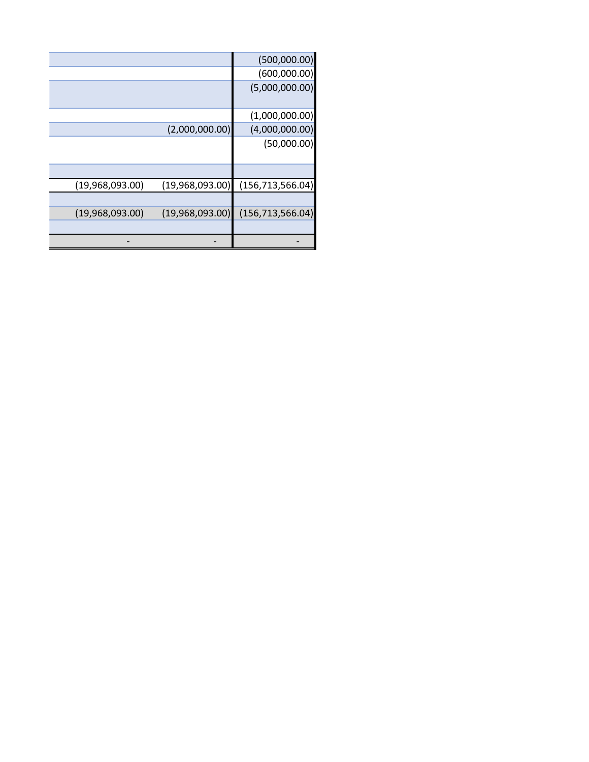| | | |
|---|---|---|
| | | (500,000.00) |
| | | (600,000.00) |
| | | (5,000,000.00) |
| | | (1,000,000.00) |
| | (2,000,000.00) | (4,000,000.00) |
| | | (50,000.00) |
| | | |
| (19,968,093.00) | (19,968,093.00) | (156,713,566.04) |
| | | |
| (19,968,093.00) | (19,968,093.00) | (156,713,566.04) |
| | | |
| - | - | - |